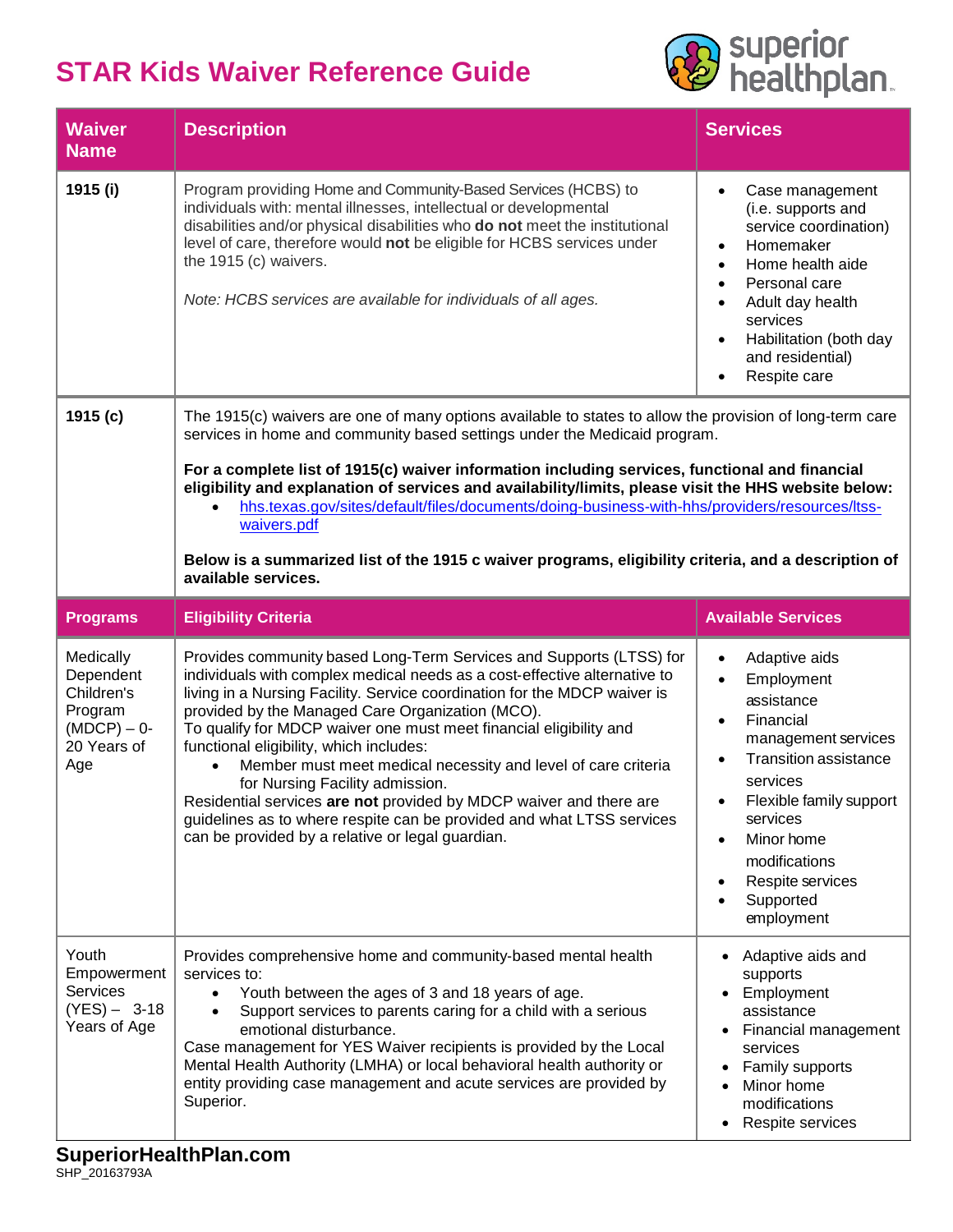# STAR Kids Waiver Reference Guide

| Waiver Name | Description | Services |
| --- | --- | --- |
| **1915 (i)** | Program providing Home and Community-Based Services (HCBS) to individuals with: mental illnesses, intellectual or developmental disabilities and/or physical disabilities who **do not** meet the institutional level of care, therefore would **not** be eligible for HCBS services under the 1915 (c) waivers.<br><br>*Note: HCBS services are available for individuals of all ages.* | • Case management (i.e. supports and service coordination)<br>• Homemaker<br>• Home health aide<br>• Personal care<br>• Adult day health services<br>• Habilitation (both day and residential)<br>• Respite care |
| **1915 (c)** | The 1915(c) waivers are one of many options available to states to allow the provision of long-term care services in home and community based settings under the Medicaid program.<br><br>**For a complete list of 1915(c) waiver information including services, functional and financial eligibility and explanation of services and availability/limits, please visit the HHS website below:**<br>• hhs.texas.gov/sites/default/files/documents/doing-business-with-hhs/providers/resources/ltss-waivers.pdf<br><br>**Below is a summarized list of the 1915 c waiver programs, eligibility criteria, and a description of available services.** | |
| **Programs** | **Eligibility Criteria** | **Available Services** |
| Medically Dependent Children's Program (MDCP) – 0-20 Years of Age | Provides community based Long-Term Services and Supports (LTSS) for individuals with complex medical needs as a cost-effective alternative to living in a Nursing Facility. Service coordination for the MDCP waiver is provided by the Managed Care Organization (MCO).<br>To qualify for MDCP waiver one must meet financial eligibility and functional eligibility, which includes:<br>• Member must meet medical necessity and level of care criteria for Nursing Facility admission.<br>Residential services **are not** provided by MDCP waiver and there are guidelines as to where respite can be provided and what LTSS services can be provided by a relative or legal guardian. | • Adaptive aids<br>• Employment assistance<br>• Financial management services<br>• Transition assistance services<br>• Flexible family support services<br>• Minor home modifications<br>• Respite services<br>• Supported employment |
| Youth Empowerment Services (YES) – 3-18 Years of Age | Provides comprehensive home and community-based mental health services to:<br>• Youth between the ages of 3 and 18 years of age.<br>• Support services to parents caring for a child with a serious emotional disturbance.<br>Case management for YES Waiver recipients is provided by the Local Mental Health Authority (LMHA) or local behavioral health authority or entity providing case management and acute services are provided by Superior. | • Adaptive aids and supports<br>• Employment assistance<br>• Financial management services<br>• Family supports<br>• Minor home modifications<br>• Respite services |

**SuperiorHealthPlan.com**
SHP_20163793A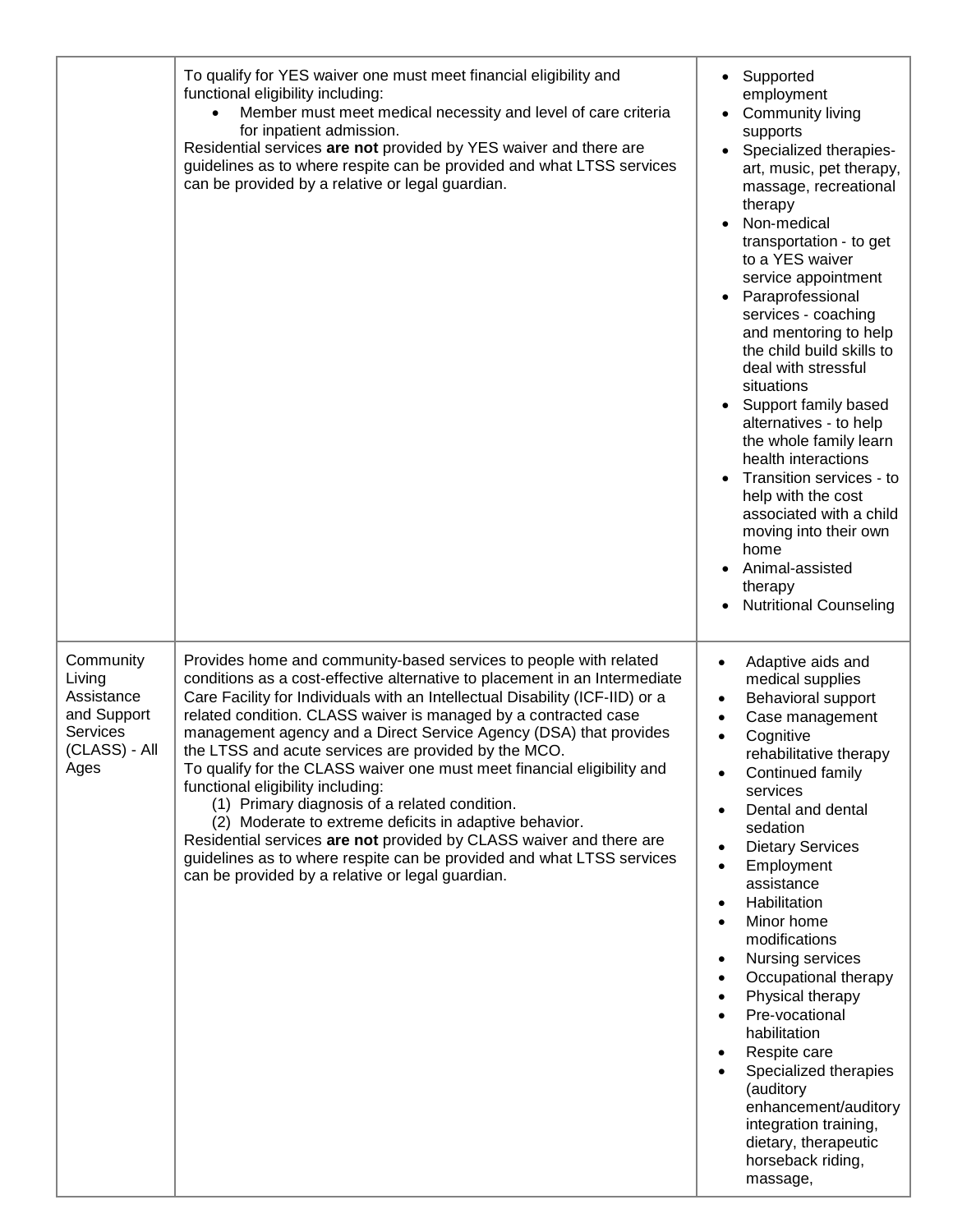| | | |
|---|---|---|
| | To qualify for YES waiver one must meet financial eligibility and functional eligibility including:<br>• Member must meet medical necessity and level of care criteria for inpatient admission.<br>Residential services **are not** provided by YES waiver and there are guidelines as to where respite can be provided and what LTSS services can be provided by a relative or legal guardian. | • Supported employment<br>• Community living supports<br>• Specialized therapies- art, music, pet therapy, massage, recreational therapy<br>• Non-medical transportation - to get to a YES waiver service appointment<br>• Paraprofessional services - coaching and mentoring to help the child build skills to deal with stressful situations<br>• Support family based alternatives - to help the whole family learn health interactions<br>• Transition services - to help with the cost associated with a child moving into their own home<br>• Animal-assisted therapy<br>• Nutritional Counseling |
| Community Living Assistance and Support Services (CLASS) - All Ages | Provides home and community-based services to people with related conditions as a cost-effective alternative to placement in an Intermediate Care Facility for Individuals with an Intellectual Disability (ICF-IID) or a related condition. CLASS waiver is managed by a contracted case management agency and a Direct Service Agency (DSA) that provides the LTSS and acute services are provided by the MCO.<br>To qualify for the CLASS waiver one must meet financial eligibility and functional eligibility including:<br>(1) Primary diagnosis of a related condition.<br>(2) Moderate to extreme deficits in adaptive behavior.<br>Residential services **are not** provided by CLASS waiver and there are guidelines as to where respite can be provided and what LTSS services can be provided by a relative or legal guardian. | • Adaptive aids and medical supplies<br>• Behavioral support<br>• Case management<br>• Cognitive rehabilitative therapy<br>• Continued family services<br>• Dental and dental sedation<br>• Dietary Services<br>• Employment assistance<br>• Habilitation<br>• Minor home modifications<br>• Nursing services<br>• Occupational therapy<br>• Physical therapy<br>• Pre-vocational habilitation<br>• Respite care<br>• Specialized therapies (auditory enhancement/auditory integration training, dietary, therapeutic horseback riding, massage, |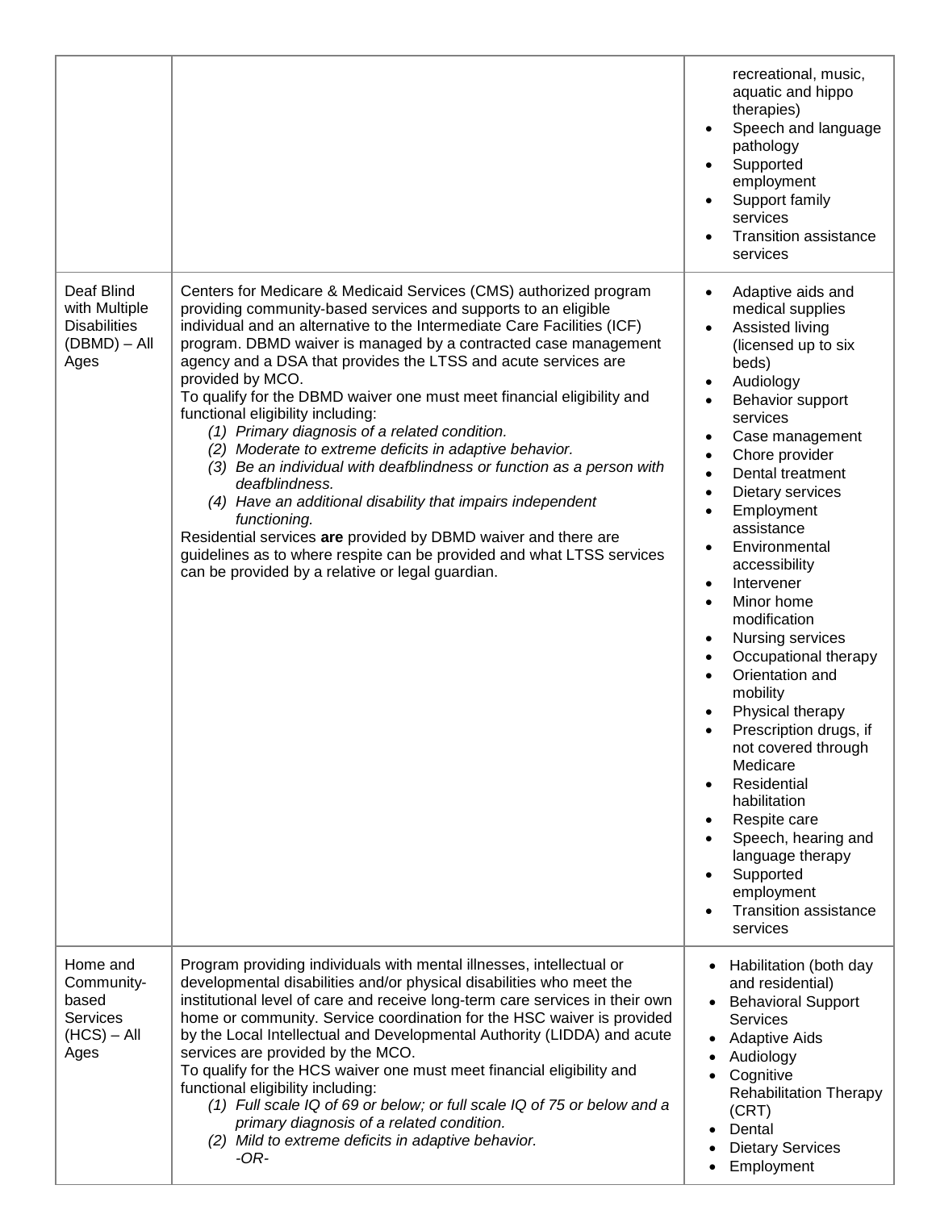| | | |
|---|---|---|
| | | recreational, music, aquatic and hippo therapies)<br>• Speech and language pathology<br>• Supported employment<br>• Support family services<br>• Transition assistance services |
| Deaf Blind with Multiple Disabilities (DBMD) – All Ages | Centers for Medicare & Medicaid Services (CMS) authorized program providing community-based services and supports to an eligible individual and an alternative to the Intermediate Care Facilities (ICF) program. DBMD waiver is managed by a contracted case management agency and a DSA that provides the LTSS and acute services are provided by MCO.<br>To qualify for the DBMD waiver one must meet financial eligibility and functional eligibility including:<br>*(1) Primary diagnosis of a related condition.*<br>*(2) Moderate to extreme deficits in adaptive behavior.*<br>*(3) Be an individual with deafblindness or function as a person with deafblindness.*<br>*(4) Have an additional disability that impairs independent functioning.*<br>Residential services **are** provided by DBMD waiver and there are guidelines as to where respite can be provided and what LTSS services can be provided by a relative or legal guardian. | • Adaptive aids and medical supplies<br>• Assisted living (licensed up to six beds)<br>• Audiology<br>• Behavior support services<br>• Case management<br>• Chore provider<br>• Dental treatment<br>• Dietary services<br>• Employment assistance<br>• Environmental accessibility<br>• Intervener<br>• Minor home modification<br>• Nursing services<br>• Occupational therapy<br>• Orientation and mobility<br>• Physical therapy<br>• Prescription drugs, if not covered through Medicare<br>• Residential habilitation<br>• Respite care<br>• Speech, hearing and language therapy<br>• Supported employment<br>• Transition assistance services |
| Home and Community-based Services (HCS) – All Ages | Program providing individuals with mental illnesses, intellectual or developmental disabilities and/or physical disabilities who meet the institutional level of care and receive long-term care services in their own home or community. Service coordination for the HSC waiver is provided by the Local Intellectual and Developmental Authority (LIDDA) and acute services are provided by the MCO.<br>To qualify for the HCS waiver one must meet financial eligibility and functional eligibility including:<br>*(1) Full scale IQ of 69 or below; or full scale IQ of 75 or below and a primary diagnosis of a related condition.*<br>*(2) Mild to extreme deficits in adaptive behavior.*<br>*-OR-* | • Habilitation (both day and residential)<br>• Behavioral Support Services<br>• Adaptive Aids<br>• Audiology<br>• Cognitive Rehabilitation Therapy (CRT)<br>• Dental<br>• Dietary Services<br>• Employment |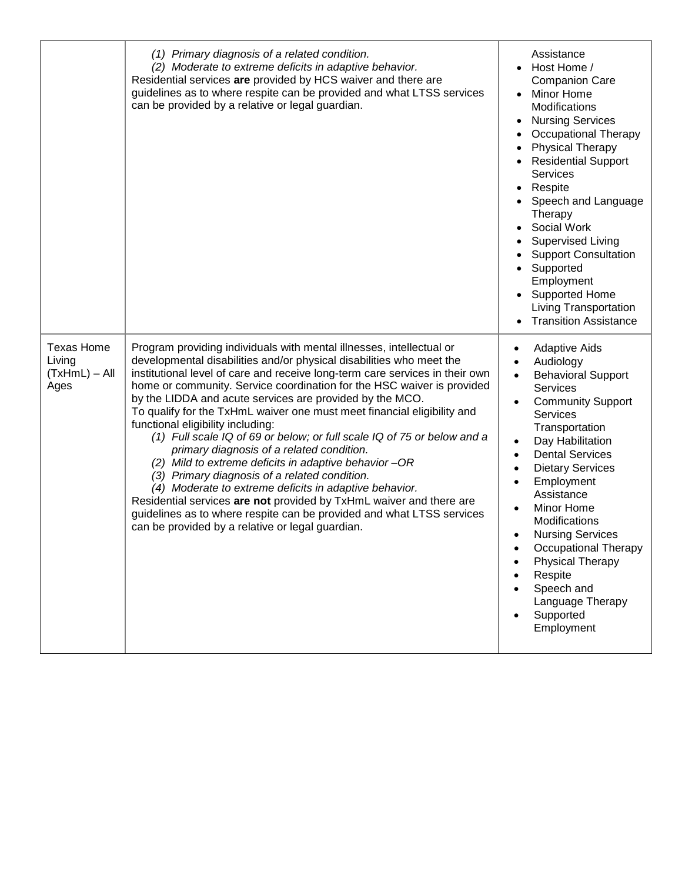| | | |
|---|---|---|
| | *(1) Primary diagnosis of a related condition.*<br>*(2) Moderate to extreme deficits in adaptive behavior.*<br>Residential services **are** provided by HCS waiver and there are guidelines as to where respite can be provided and what LTSS services can be provided by a relative or legal guardian. | Assistance<br>• Host Home / Companion Care<br>• Minor Home Modifications<br>• Nursing Services<br>• Occupational Therapy<br>• Physical Therapy<br>• Residential Support Services<br>• Respite<br>• Speech and Language Therapy<br>• Social Work<br>• Supervised Living<br>• Support Consultation<br>• Supported Employment<br>• Supported Home Living Transportation<br>• Transition Assistance |
| Texas Home Living (TxHmL) – All Ages | Program providing individuals with mental illnesses, intellectual or developmental disabilities and/or physical disabilities who meet the institutional level of care and receive long-term care services in their own home or community. Service coordination for the HSC waiver is provided by the LIDDA and acute services are provided by the MCO.<br>To qualify for the TxHmL waiver one must meet financial eligibility and functional eligibility including:<br>*(1) Full scale IQ of 69 or below; or full scale IQ of 75 or below and a primary diagnosis of a related condition.*<br>*(2) Mild to extreme deficits in adaptive behavior –OR*<br>*(3) Primary diagnosis of a related condition.*<br>*(4) Moderate to extreme deficits in adaptive behavior.*<br>Residential services **are not** provided by TxHmL waiver and there are guidelines as to where respite can be provided and what LTSS services can be provided by a relative or legal guardian. | • Adaptive Aids<br>• Audiology<br>• Behavioral Support Services<br>• Community Support Services Transportation<br>• Day Habilitation<br>• Dental Services<br>• Dietary Services<br>• Employment Assistance<br>• Minor Home Modifications<br>• Nursing Services<br>• Occupational Therapy<br>• Physical Therapy<br>• Respite<br>• Speech and Language Therapy<br>• Supported Employment |